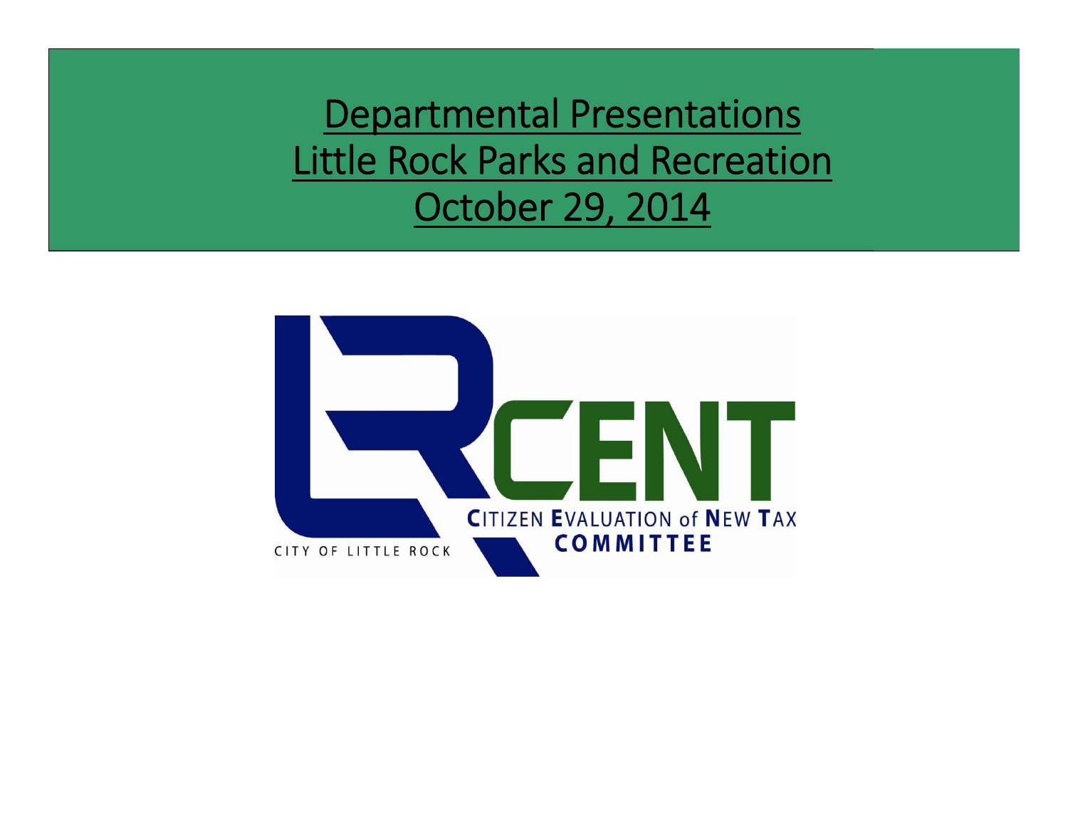# Departmental Presentations
# Little Rock Parks and Recreation
# October 29, 2014

CENT

CITIZEN EVALUATION of NEW TAX COMMITTEE

CITY OF LITTLE ROCK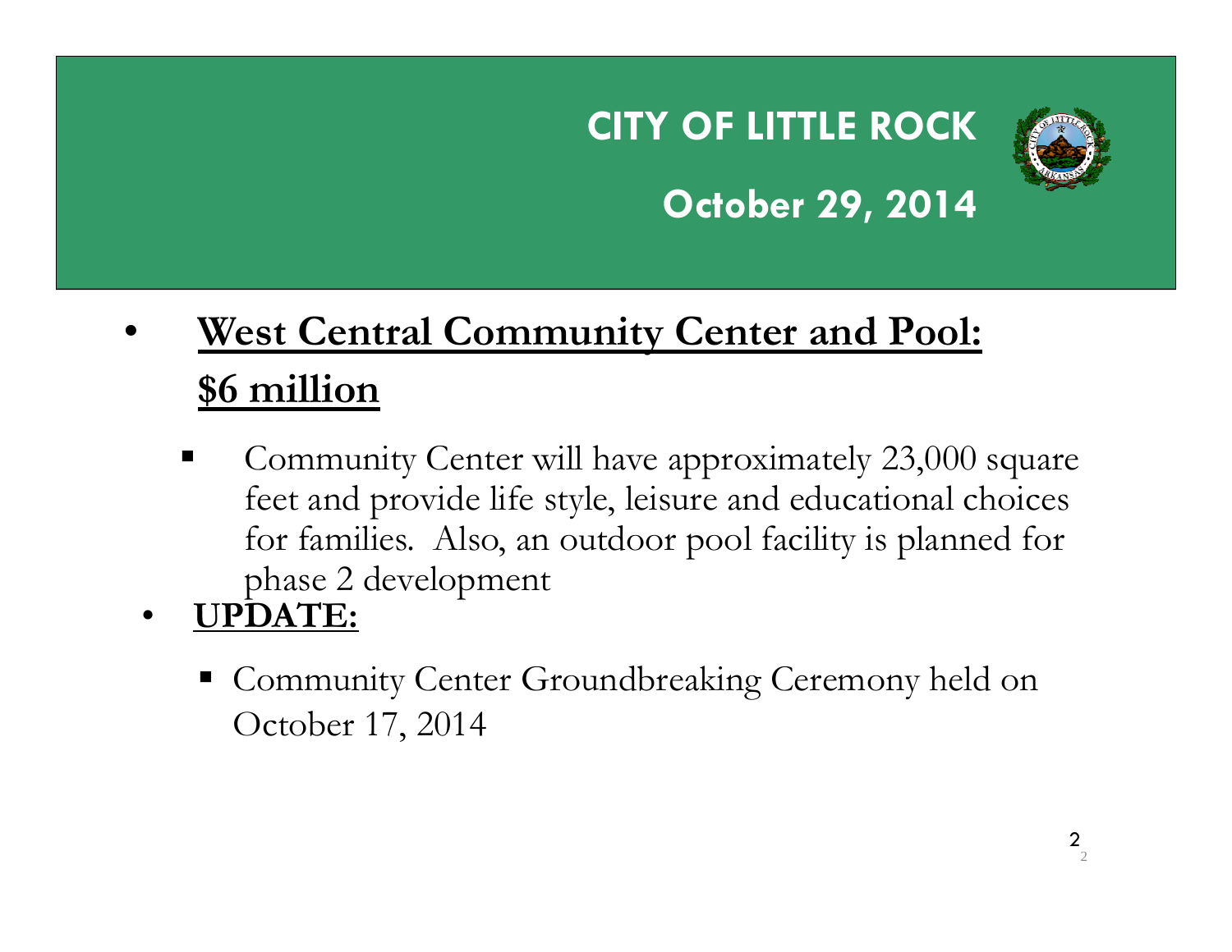# CITY OF LITTLE ROCK

## October 29, 2014

- **West Central Community Center and Pool: $6 million**
  - Community Center will have approximately 23,000 square feet and provide life style, leisure and educational choices for families. Also, an outdoor pool facility is planned for phase 2 development
- **UPDATE:**
  - Community Center Groundbreaking Ceremony held on October 17, 2014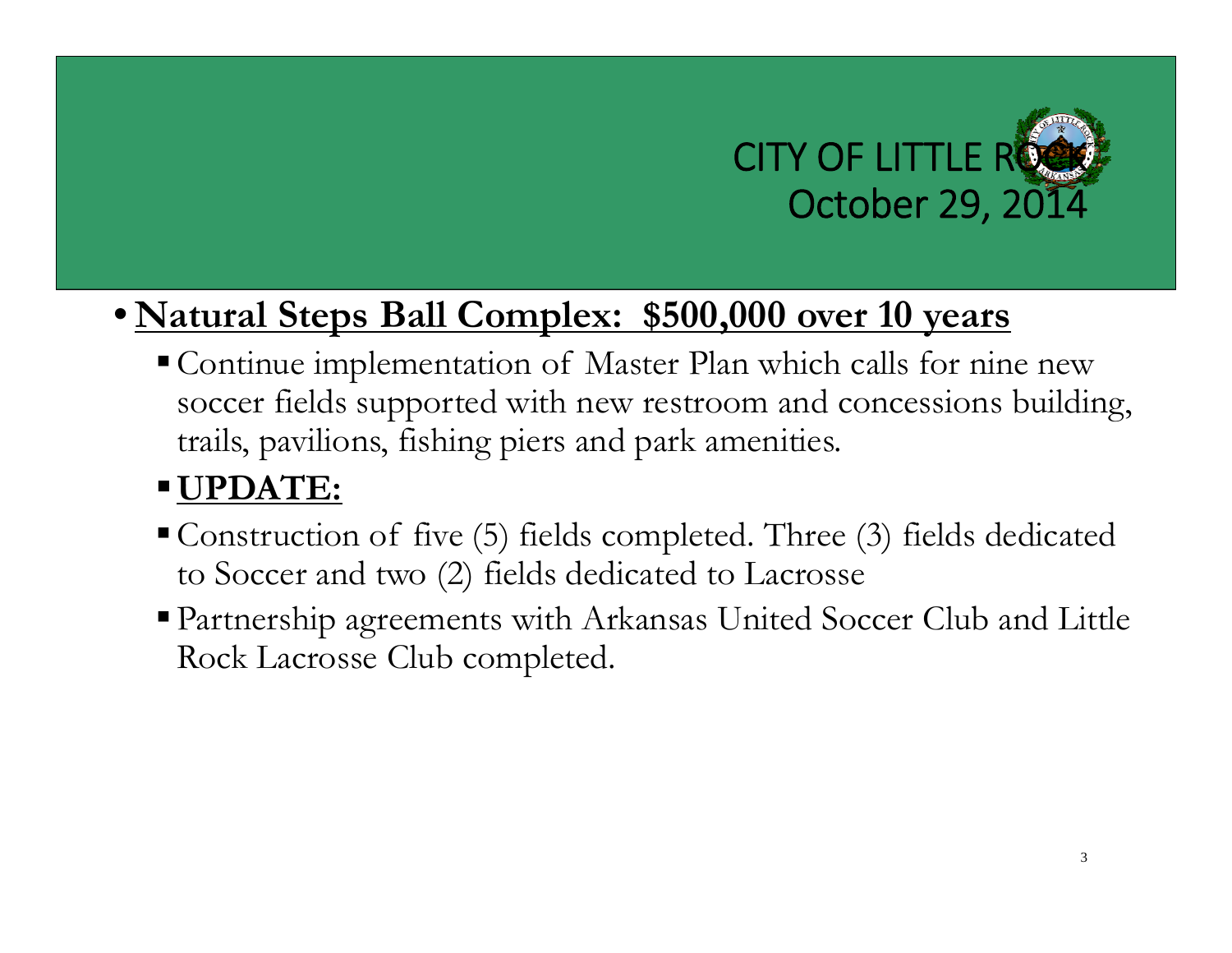CITY OF LITTLE ROCK
October 29, 2014

- **Natural Steps Ball Complex: $500,000 over 10 years**
  - Continue implementation of Master Plan which calls for nine new soccer fields supported with new restroom and concessions building, trails, pavilions, fishing piers and park amenities.
  - **UPDATE:**
  - Construction of five (5) fields completed. Three (3) fields dedicated to Soccer and two (2) fields dedicated to Lacrosse
  - Partnership agreements with Arkansas United Soccer Club and Little Rock Lacrosse Club completed.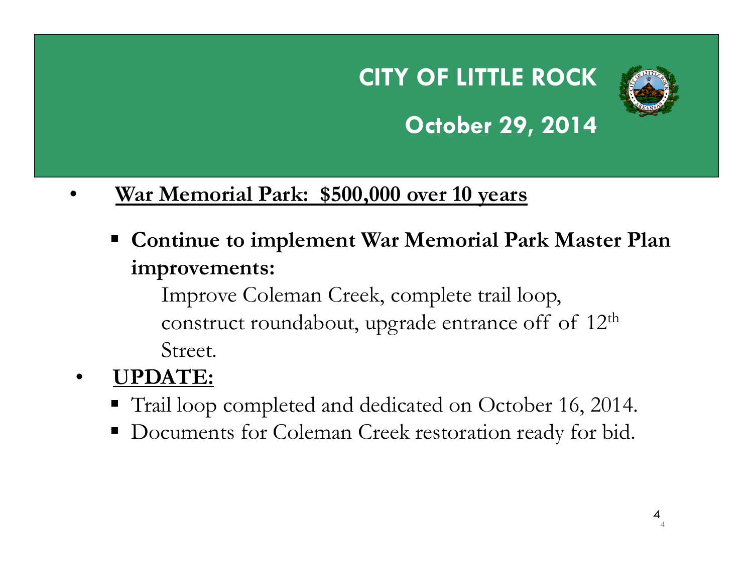# CITY OF LITTLE ROCK

## October 29, 2014

- **War Memorial Park: $500,000 over 10 years**
  - **Continue to implement War Memorial Park Master Plan improvements:**

    Improve Coleman Creek, complete trail loop, construct roundabout, upgrade entrance off of 12th Street.
- **UPDATE:**
  - Trail loop completed and dedicated on October 16, 2014.
  - Documents for Coleman Creek restoration ready for bid.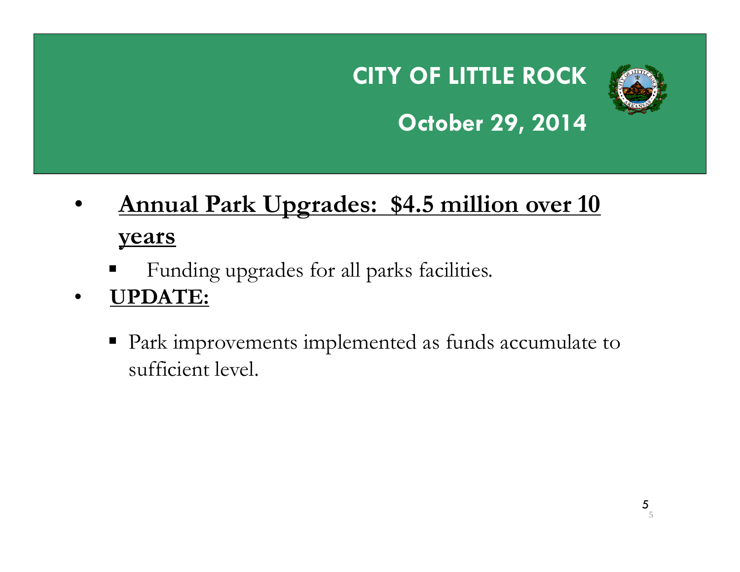# CITY OF LITTLE ROCK

## October 29, 2014

- **Annual Park Upgrades: $4.5 million over 10 years**
  - Funding upgrades for all parks facilities.
- **UPDATE:**
  - Park improvements implemented as funds accumulate to sufficient level.